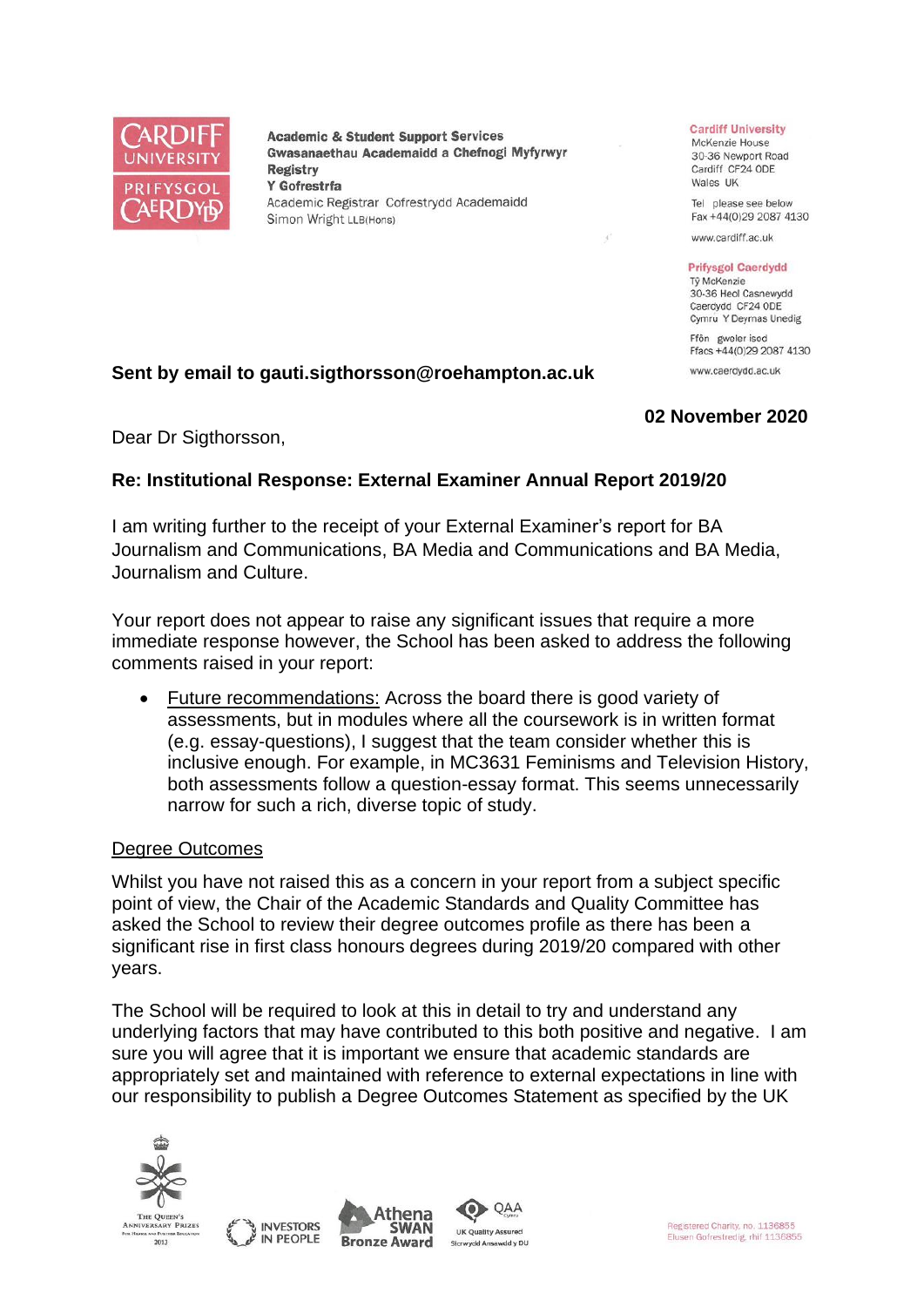Academic & Student Support Services
Gwasanaethau Academaidd a Chefnogi Myfyrwyr
Registry
Y Gofrestrfa
Academic Registrar Cofrestrydd Academaidd
Simon Wright LLB(Hons)

Cardiff University
McKenzie House
30-36 Newport Road
Cardiff CF24 0DE
Wales UK

Tel please see below
Fax +44(0)29 2087 4130

www.cardiff.ac.uk

Prifysgol Caerdydd
Tŷ McKenzie
30-36 Heol Casnewydd
Caerdydd CF24 0DE
Cymru Y Deyrnas Unedig

Ffôn gweler isod
Ffacs +44(0)29 2087 4130

www.caerdydd.ac.uk

**Sent by email to gauti.sigthorsson@roehampton.ac.uk**

**02 November 2020**

Dear Dr Sigthorsson,

**Re: Institutional Response: External Examiner Annual Report 2019/20**

I am writing further to the receipt of your External Examiner's report for BA Journalism and Communications, BA Media and Communications and BA Media, Journalism and Culture.

Your report does not appear to raise any significant issues that require a more immediate response however, the School has been asked to address the following comments raised in your report:

- Future recommendations: Across the board there is good variety of assessments, but in modules where all the coursework is in written format (e.g. essay-questions), I suggest that the team consider whether this is inclusive enough. For example, in MC3631 Feminisms and Television History, both assessments follow a question-essay format. This seems unnecessarily narrow for such a rich, diverse topic of study.

Degree Outcomes

Whilst you have not raised this as a concern in your report from a subject specific point of view, the Chair of the Academic Standards and Quality Committee has asked the School to review their degree outcomes profile as there has been a significant rise in first class honours degrees during 2019/20 compared with other years.

The School will be required to look at this in detail to try and understand any underlying factors that may have contributed to this both positive and negative. I am sure you will agree that it is important we ensure that academic standards are appropriately set and maintained with reference to external expectations in line with our responsibility to publish a Degree Outcomes Statement as specified by the UK

Registered Charity, no. 1136855
Elusen Gofrestredig, rhif 1136855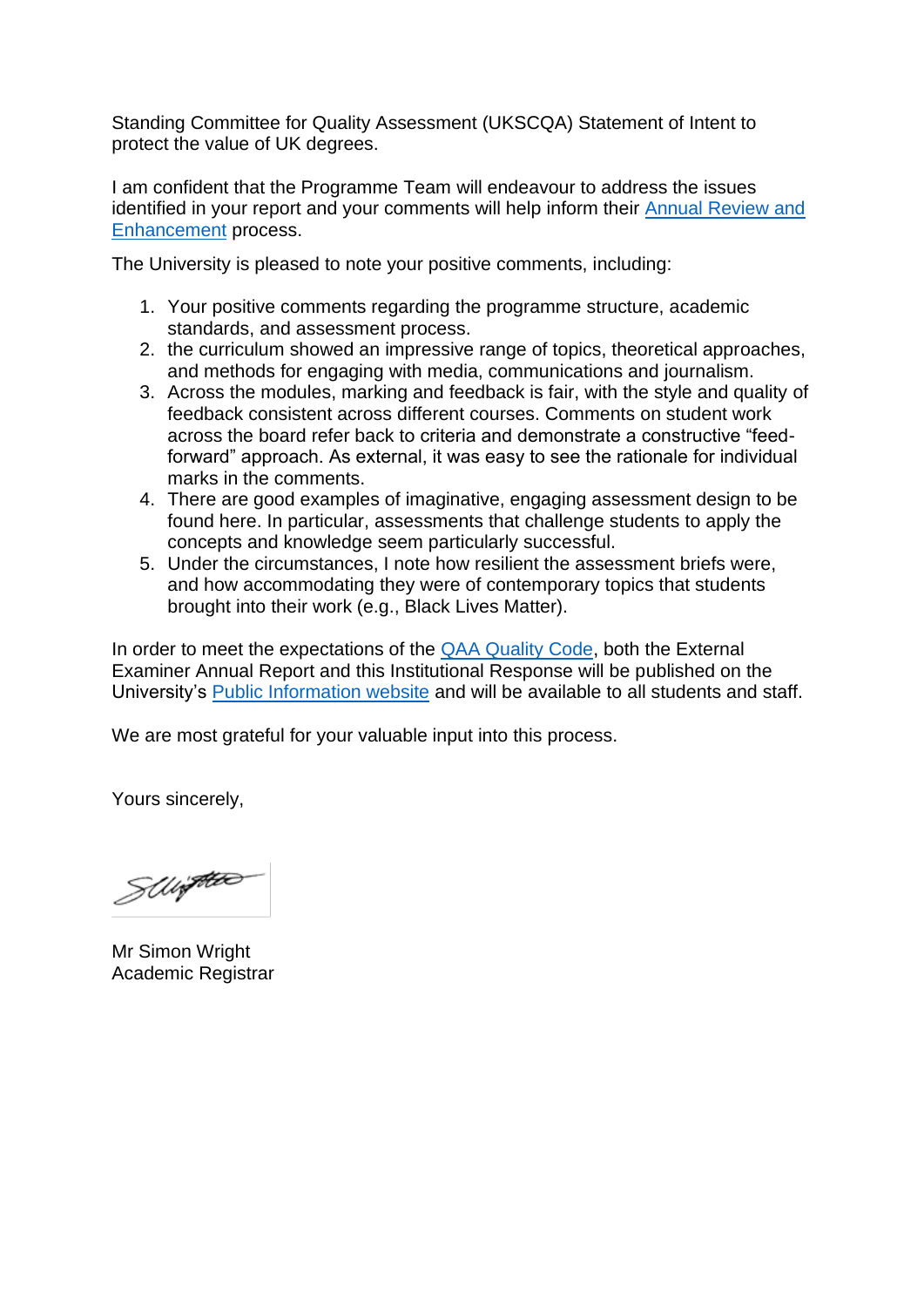Standing Committee for Quality Assessment (UKSCQA) Statement of Intent to protect the value of UK degrees.

I am confident that the Programme Team will endeavour to address the issues identified in your report and your comments will help inform their [Annual Review and Enhancement]() process.

The University is pleased to note your positive comments, including:

1. Your positive comments regarding the programme structure, academic standards, and assessment process.
2. the curriculum showed an impressive range of topics, theoretical approaches, and methods for engaging with media, communications and journalism.
3. Across the modules, marking and feedback is fair, with the style and quality of feedback consistent across different courses. Comments on student work across the board refer back to criteria and demonstrate a constructive "feed-forward" approach. As external, it was easy to see the rationale for individual marks in the comments.
4. There are good examples of imaginative, engaging assessment design to be found here. In particular, assessments that challenge students to apply the concepts and knowledge seem particularly successful.
5. Under the circumstances, I note how resilient the assessment briefs were, and how accommodating they were of contemporary topics that students brought into their work (e.g., Black Lives Matter).

In order to meet the expectations of the [QAA Quality Code](), both the External Examiner Annual Report and this Institutional Response will be published on the University's [Public Information website]() and will be available to all students and staff.

We are most grateful for your valuable input into this process.

Yours sincerely,

Mr Simon Wright
Academic Registrar